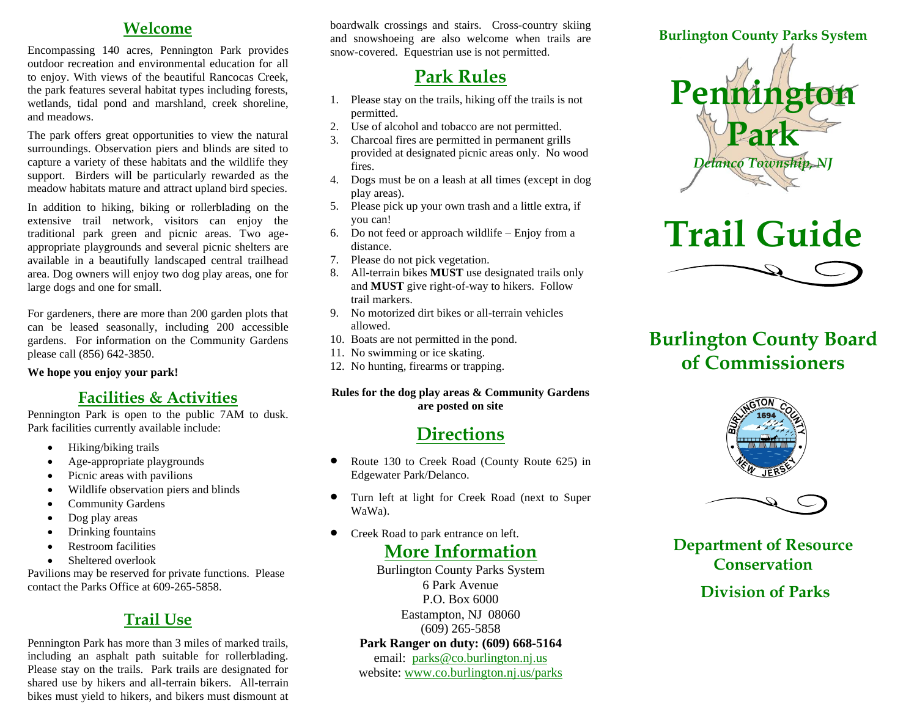## Welcome

Encompassing 140 acres, Pennington Park provides outdoor recreation and environmental education for all to enjoy. With views of the beautiful Rancocas Creek, the park features several habitat types including forests, wetlands, tidal pond and marshland, creek shoreline, and meadows.

The park offers great opportunities to view the natural surroundings. Observation piers and blinds are sited to capture a variety of these habitats and the wildlife they support. Birders will be particularly rewarded as the meadow habitats mature and attract upland bird species.

In addition to hiking, biking or rollerblading on the extensive trail network, visitors can enjoy the traditional park green and picnic areas. Two age-appropriate playgrounds and several picnic shelters are available in a beautifully landscaped central trailhead area. Dog owners will enjoy two dog play areas, one for large dogs and one for small.

For gardeners, there are more than 200 garden plots that can be leased seasonally, including 200 accessible gardens. For information on the Community Gardens please call (856) 642-3850.

**We hope you enjoy your park!**

## Facilities & Activities

Pennington Park is open to the public 7AM to dusk. Park facilities currently available include:

- Hiking/biking trails
- Age-appropriate playgrounds
- Picnic areas with pavilions
- Wildlife observation piers and blinds
- Community Gardens
- Dog play areas
- Drinking fountains
- Restroom facilities
- Sheltered overlook

Pavilions may be reserved for private functions. Please contact the Parks Office at 609-265-5858.

## Trail Use

Pennington Park has more than 3 miles of marked trails, including an asphalt path suitable for rollerblading. Please stay on the trails. Park trails are designated for shared use by hikers and all-terrain bikers. All-terrain bikes must yield to hikers, and bikers must dismount at boardwalk crossings and stairs. Cross-country skiing and snowshoeing are also welcome when trails are snow-covered. Equestrian use is not permitted.

## Park Rules

1. Please stay on the trails, hiking off the trails is not permitted.
2. Use of alcohol and tobacco are not permitted.
3. Charcoal fires are permitted in permanent grills provided at designated picnic areas only. No wood fires.
4. Dogs must be on a leash at all times (except in dog play areas).
5. Please pick up your own trash and a little extra, if you can!
6. Do not feed or approach wildlife – Enjoy from a distance.
7. Please do not pick vegetation.
8. All-terrain bikes **MUST** use designated trails only and **MUST** give right-of-way to hikers. Follow trail markers.
9. No motorized dirt bikes or all-terrain vehicles allowed.
10. Boats are not permitted in the pond.
11. No swimming or ice skating.
12. No hunting, firearms or trapping.

**Rules for the dog play areas & Community Gardens are posted on site**

## Directions

- Route 130 to Creek Road (County Route 625) in Edgewater Park/Delanco.
- Turn left at light for Creek Road (next to Super WaWa).
- Creek Road to park entrance on left.

## More Information

Burlington County Parks System
6 Park Avenue
P.O. Box 6000
Eastampton, NJ 08060
(609) 265-5858
**Park Ranger on duty: (609) 668-5164**
email: parks@co.burlington.nj.us
website: www.co.burlington.nj.us/parks

**Burlington County Parks System**

# Pennington Park

*Delanco Township, NJ*

# Trail Guide

## Burlington County Board of Commissioners

BURLINGTON COUNTY 1694 NEW JERSEY

### Department of Resource Conservation

### Division of Parks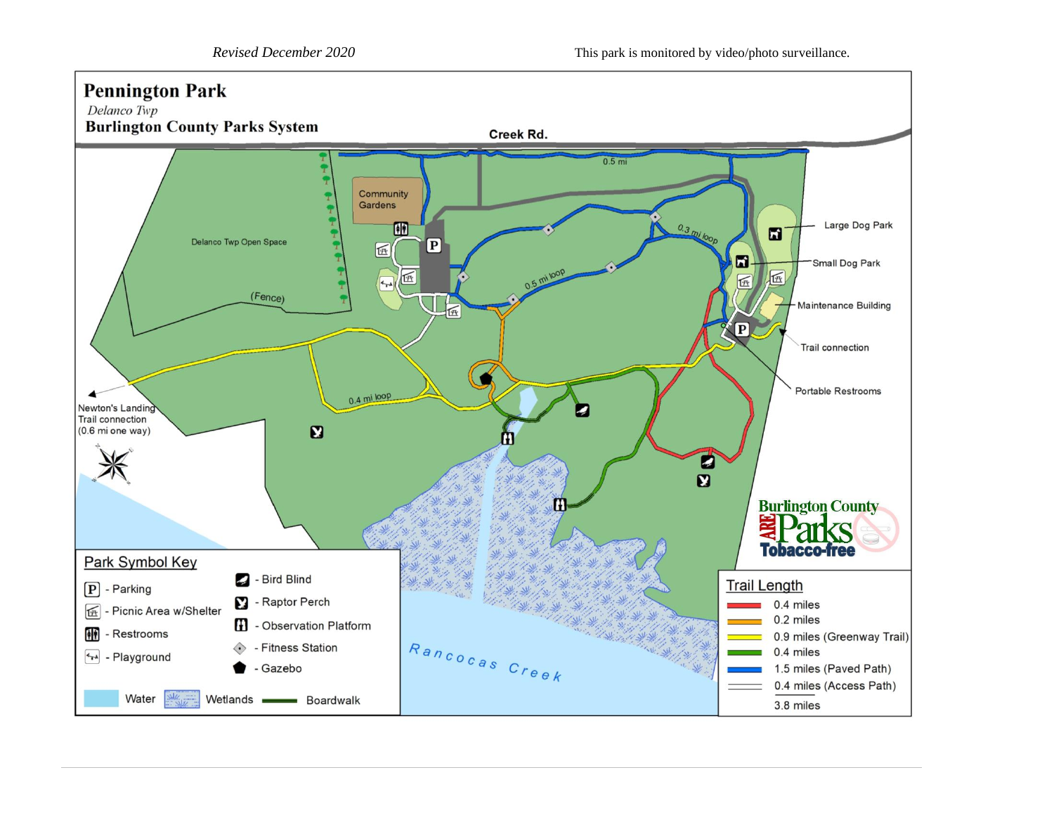*Revised December 2020*

This park is monitored by video/photo surveillance.

# Pennington Park

*Delanco Twp*

**Burlington County Parks System**

Creek Rd.

Community Gardens

Delanco Twp Open Space

(Fence)

0.5 mi

0.3 mi loop

0.5 mi loop

0.4 mi loop

Large Dog Park

Small Dog Park

Maintenance Building

Trail connection

Portable Restrooms

Newton's Landing Trail connection (0.6 mi one way)

Rancocas Creek

Burlington County ARE Parks Tobacco-free

## Park Symbol Key

- P - Parking
- Picnic Area w/Shelter
- Restrooms
- Playground
- Bird Blind
- Raptor Perch
- Observation Platform
- Fitness Station
- Gazebo
- Water
- Wetlands
- Boardwalk

## Trail Length

- Red: 0.4 miles
- Orange: 0.2 miles
- Yellow: 0.9 miles (Greenway Trail)
- Green: 0.4 miles
- Blue: 1.5 miles (Paved Path)
- White: 0.4 miles (Access Path)

3.8 miles